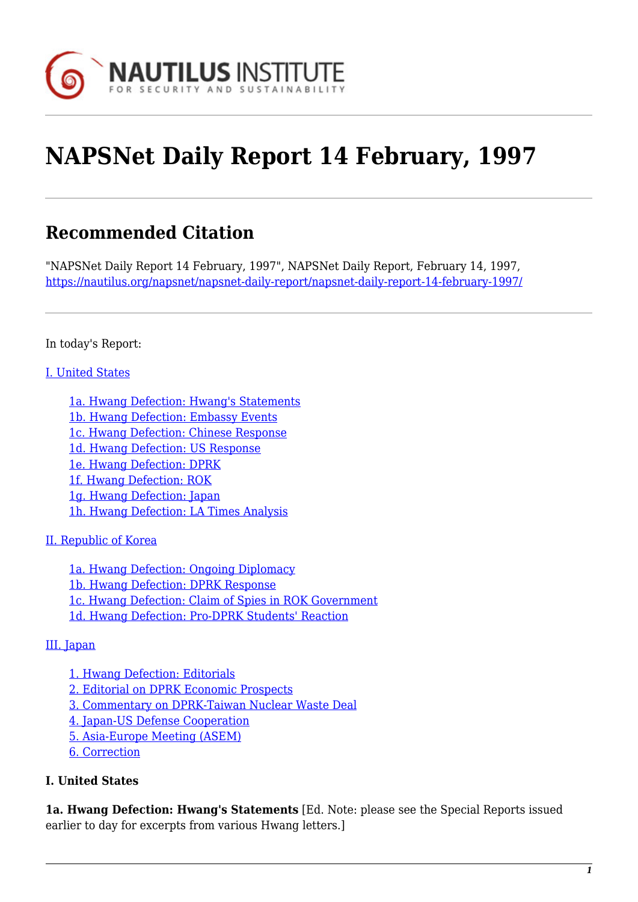# NAPSNet Daily Report 14 February, 1997

## Recommended Citation

"NAPSNet Daily Report 14 February, 1997", NAPSNet Daily Report, February 14, 1997, https://nautilus.org/napsnet/napsnet-daily-report/napsnet-daily-report-14-february-1997/

In today's Report:

I. United States

- 1a. Hwang Defection: Hwang's Statements
- 1b. Hwang Defection: Embassy Events
- 1c. Hwang Defection: Chinese Response
- 1d. Hwang Defection: US Response
- 1e. Hwang Defection: DPRK
- 1f. Hwang Defection: ROK
- 1g. Hwang Defection: Japan
- 1h. Hwang Defection: LA Times Analysis

II. Republic of Korea

- 1a. Hwang Defection: Ongoing Diplomacy
- 1b. Hwang Defection: DPRK Response
- 1c. Hwang Defection: Claim of Spies in ROK Government
- 1d. Hwang Defection: Pro-DPRK Students' Reaction

III. Japan

- 1. Hwang Defection: Editorials
- 2. Editorial on DPRK Economic Prospects
- 3. Commentary on DPRK-Taiwan Nuclear Waste Deal
- 4. Japan-US Defense Cooperation
- 5. Asia-Europe Meeting (ASEM)
- 6. Correction

**I. United States**

**1a. Hwang Defection: Hwang's Statements** [Ed. Note: please see the Special Reports issued earlier to day for excerpts from various Hwang letters.]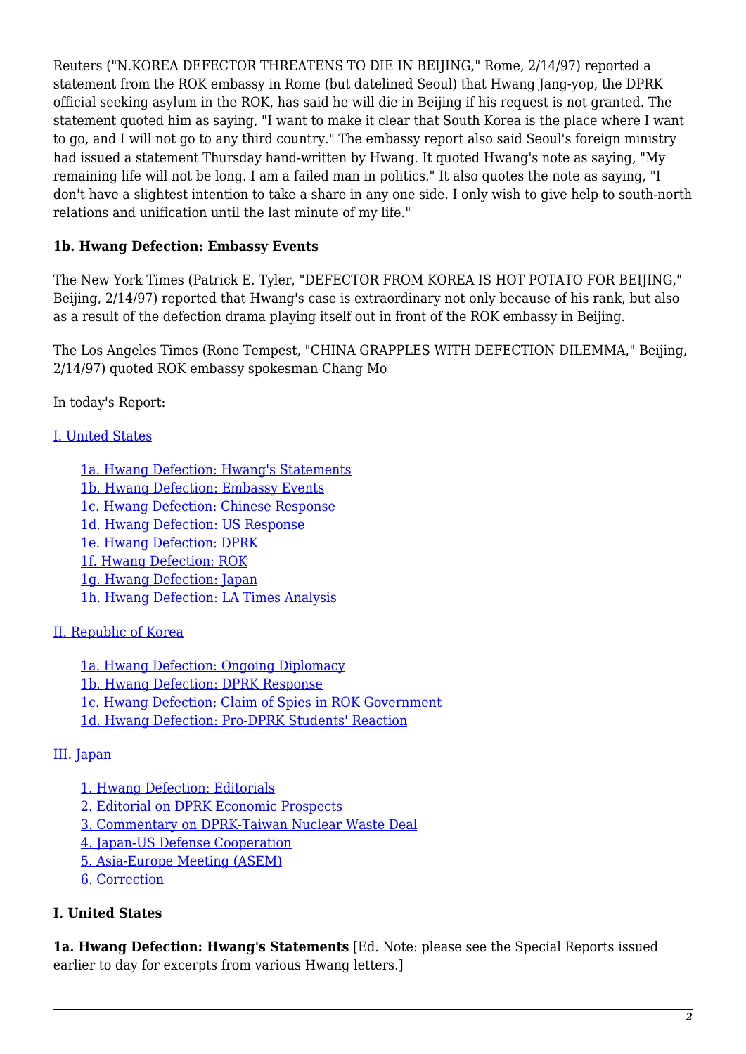Reuters ("N.KOREA DEFECTOR THREATENS TO DIE IN BEIJING," Rome, 2/14/97) reported a statement from the ROK embassy in Rome (but datelined Seoul) that Hwang Jang-yop, the DPRK official seeking asylum in the ROK, has said he will die in Beijing if his request is not granted. The statement quoted him as saying, "I want to make it clear that South Korea is the place where I want to go, and I will not go to any third country." The embassy report also said Seoul's foreign ministry had issued a statement Thursday hand-written by Hwang. It quoted Hwang's note as saying, "My remaining life will not be long. I am a failed man in politics." It also quotes the note as saying, "I don't have a slightest intention to take a share in any one side. I only wish to give help to south-north relations and unification until the last minute of my life."

**1b. Hwang Defection: Embassy Events**

The New York Times (Patrick E. Tyler, "DEFECTOR FROM KOREA IS HOT POTATO FOR BEIJING," Beijing, 2/14/97) reported that Hwang's case is extraordinary not only because of his rank, but also as a result of the defection drama playing itself out in front of the ROK embassy in Beijing.

The Los Angeles Times (Rone Tempest, "CHINA GRAPPLES WITH DEFECTION DILEMMA," Beijing, 2/14/97) quoted ROK embassy spokesman Chang Mo

In today's Report:

I. United States

- 1a. Hwang Defection: Hwang's Statements
- 1b. Hwang Defection: Embassy Events
- 1c. Hwang Defection: Chinese Response
- 1d. Hwang Defection: US Response
- 1e. Hwang Defection: DPRK
- 1f. Hwang Defection: ROK
- 1g. Hwang Defection: Japan
- 1h. Hwang Defection: LA Times Analysis

II. Republic of Korea

- 1a. Hwang Defection: Ongoing Diplomacy
- 1b. Hwang Defection: DPRK Response
- 1c. Hwang Defection: Claim of Spies in ROK Government
- 1d. Hwang Defection: Pro-DPRK Students' Reaction

III. Japan

- 1. Hwang Defection: Editorials
- 2. Editorial on DPRK Economic Prospects
- 3. Commentary on DPRK-Taiwan Nuclear Waste Deal
- 4. Japan-US Defense Cooperation
- 5. Asia-Europe Meeting (ASEM)
- 6. Correction

## I. United States

**1a. Hwang Defection: Hwang's Statements** [Ed. Note: please see the Special Reports issued earlier to day for excerpts from various Hwang letters.]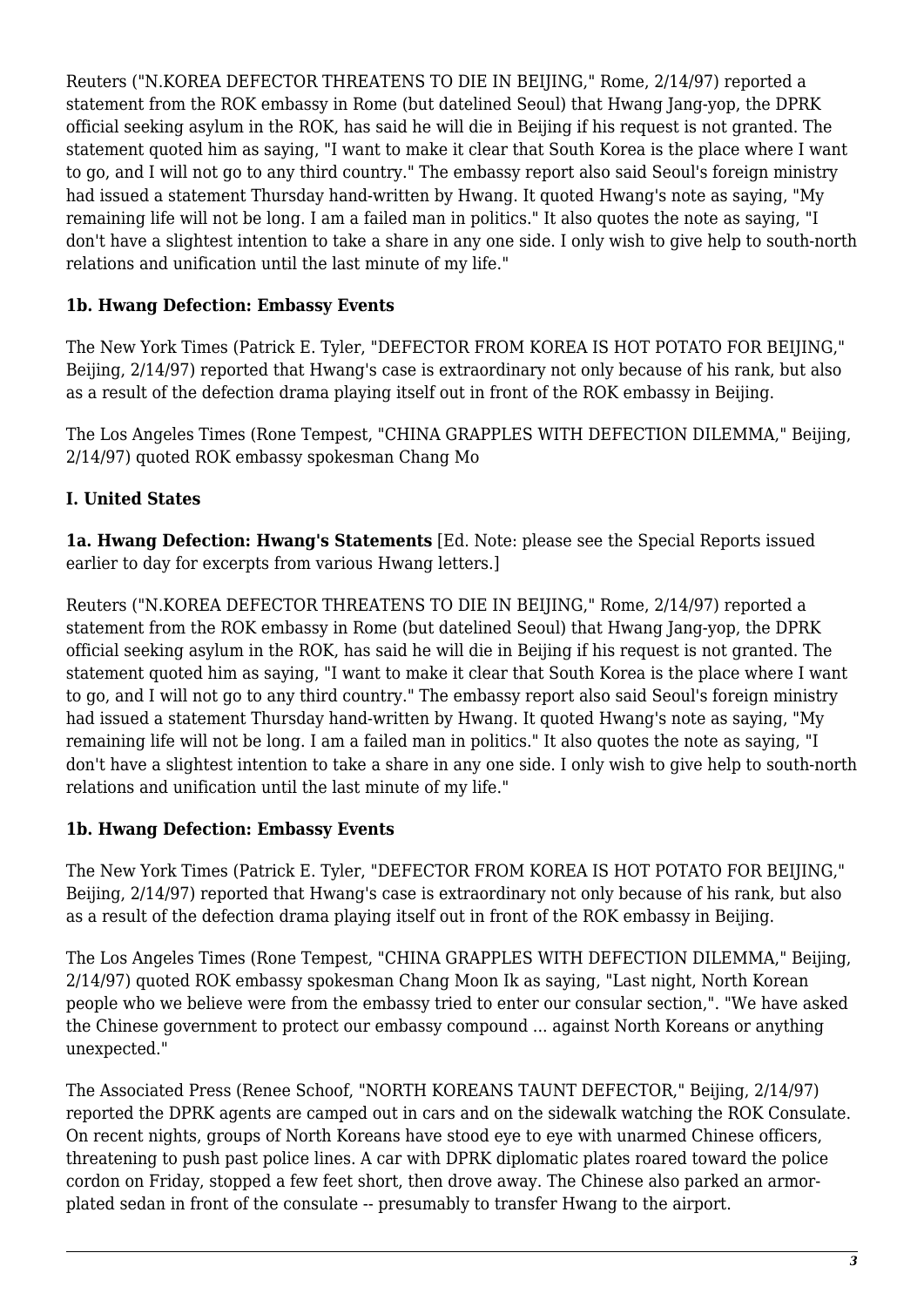Reuters ("N.KOREA DEFECTOR THREATENS TO DIE IN BEIJING," Rome, 2/14/97) reported a statement from the ROK embassy in Rome (but datelined Seoul) that Hwang Jang-yop, the DPRK official seeking asylum in the ROK, has said he will die in Beijing if his request is not granted. The statement quoted him as saying, "I want to make it clear that South Korea is the place where I want to go, and I will not go to any third country." The embassy report also said Seoul's foreign ministry had issued a statement Thursday hand-written by Hwang. It quoted Hwang's note as saying, "My remaining life will not be long. I am a failed man in politics." It also quotes the note as saying, "I don't have a slightest intention to take a share in any one side. I only wish to give help to south-north relations and unification until the last minute of my life."

### 1b. Hwang Defection: Embassy Events

The New York Times (Patrick E. Tyler, "DEFECTOR FROM KOREA IS HOT POTATO FOR BEIJING," Beijing, 2/14/97) reported that Hwang's case is extraordinary not only because of his rank, but also as a result of the defection drama playing itself out in front of the ROK embassy in Beijing.

The Los Angeles Times (Rone Tempest, "CHINA GRAPPLES WITH DEFECTION DILEMMA," Beijing, 2/14/97) quoted ROK embassy spokesman Chang Mo

## I. United States

**1a. Hwang Defection: Hwang's Statements** [Ed. Note: please see the Special Reports issued earlier to day for excerpts from various Hwang letters.]

Reuters ("N.KOREA DEFECTOR THREATENS TO DIE IN BEIJING," Rome, 2/14/97) reported a statement from the ROK embassy in Rome (but datelined Seoul) that Hwang Jang-yop, the DPRK official seeking asylum in the ROK, has said he will die in Beijing if his request is not granted. The statement quoted him as saying, "I want to make it clear that South Korea is the place where I want to go, and I will not go to any third country." The embassy report also said Seoul's foreign ministry had issued a statement Thursday hand-written by Hwang. It quoted Hwang's note as saying, "My remaining life will not be long. I am a failed man in politics." It also quotes the note as saying, "I don't have a slightest intention to take a share in any one side. I only wish to give help to south-north relations and unification until the last minute of my life."

### 1b. Hwang Defection: Embassy Events

The New York Times (Patrick E. Tyler, "DEFECTOR FROM KOREA IS HOT POTATO FOR BEIJING," Beijing, 2/14/97) reported that Hwang's case is extraordinary not only because of his rank, but also as a result of the defection drama playing itself out in front of the ROK embassy in Beijing.

The Los Angeles Times (Rone Tempest, "CHINA GRAPPLES WITH DEFECTION DILEMMA," Beijing, 2/14/97) quoted ROK embassy spokesman Chang Moon Ik as saying, "Last night, North Korean people who we believe were from the embassy tried to enter our consular section,". "We have asked the Chinese government to protect our embassy compound ... against North Koreans or anything unexpected."

The Associated Press (Renee Schoof, "NORTH KOREANS TAUNT DEFECTOR," Beijing, 2/14/97) reported the DPRK agents are camped out in cars and on the sidewalk watching the ROK Consulate. On recent nights, groups of North Koreans have stood eye to eye with unarmed Chinese officers, threatening to push past police lines. A car with DPRK diplomatic plates roared toward the police cordon on Friday, stopped a few feet short, then drove away. The Chinese also parked an armor-plated sedan in front of the consulate -- presumably to transfer Hwang to the airport.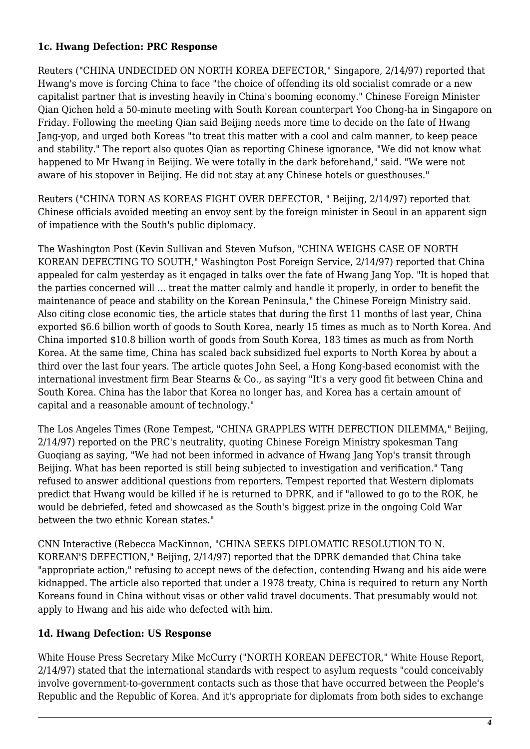**1c. Hwang Defection: PRC Response**

Reuters ("CHINA UNDECIDED ON NORTH KOREA DEFECTOR," Singapore, 2/14/97) reported that Hwang's move is forcing China to face "the choice of offending its old socialist comrade or a new capitalist partner that is investing heavily in China's booming economy." Chinese Foreign Minister Qian Qichen held a 50-minute meeting with South Korean counterpart Yoo Chong-ha in Singapore on Friday. Following the meeting Qian said Beijing needs more time to decide on the fate of Hwang Jang-yop, and urged both Koreas "to treat this matter with a cool and calm manner, to keep peace and stability." The report also quotes Qian as reporting Chinese ignorance, "We did not know what happened to Mr Hwang in Beijing. We were totally in the dark beforehand," said. "We were not aware of his stopover in Beijing. He did not stay at any Chinese hotels or guesthouses."

Reuters ("CHINA TORN AS KOREAS FIGHT OVER DEFECTOR, " Beijing, 2/14/97) reported that Chinese officials avoided meeting an envoy sent by the foreign minister in Seoul in an apparent sign of impatience with the South's public diplomacy.

The Washington Post (Kevin Sullivan and Steven Mufson, "CHINA WEIGHS CASE OF NORTH KOREAN DEFECTING TO SOUTH," Washington Post Foreign Service, 2/14/97) reported that China appealed for calm yesterday as it engaged in talks over the fate of Hwang Jang Yop. "It is hoped that the parties concerned will ... treat the matter calmly and handle it properly, in order to benefit the maintenance of peace and stability on the Korean Peninsula," the Chinese Foreign Ministry said. Also citing close economic ties, the article states that during the first 11 months of last year, China exported $6.6 billion worth of goods to South Korea, nearly 15 times as much as to North Korea. And China imported $10.8 billion worth of goods from South Korea, 183 times as much as from North Korea. At the same time, China has scaled back subsidized fuel exports to North Korea by about a third over the last four years. The article quotes John Seel, a Hong Kong-based economist with the international investment firm Bear Stearns & Co., as saying "It's a very good fit between China and South Korea. China has the labor that Korea no longer has, and Korea has a certain amount of capital and a reasonable amount of technology."

The Los Angeles Times (Rone Tempest, "CHINA GRAPPLES WITH DEFECTION DILEMMA," Beijing, 2/14/97) reported on the PRC's neutrality, quoting Chinese Foreign Ministry spokesman Tang Guoqiang as saying, "We had not been informed in advance of Hwang Jang Yop's transit through Beijing. What has been reported is still being subjected to investigation and verification." Tang refused to answer additional questions from reporters. Tempest reported that Western diplomats predict that Hwang would be killed if he is returned to DPRK, and if "allowed to go to the ROK, he would be debriefed, feted and showcased as the South's biggest prize in the ongoing Cold War between the two ethnic Korean states."

CNN Interactive (Rebecca MacKinnon, "CHINA SEEKS DIPLOMATIC RESOLUTION TO N. KOREAN'S DEFECTION," Beijing, 2/14/97) reported that the DPRK demanded that China take "appropriate action," refusing to accept news of the defection, contending Hwang and his aide were kidnapped. The article also reported that under a 1978 treaty, China is required to return any North Koreans found in China without visas or other valid travel documents. That presumably would not apply to Hwang and his aide who defected with him.

**1d. Hwang Defection: US Response**

White House Press Secretary Mike McCurry ("NORTH KOREAN DEFECTOR," White House Report, 2/14/97) stated that the international standards with respect to asylum requests "could conceivably involve government-to-government contacts such as those that have occurred between the People's Republic and the Republic of Korea. And it's appropriate for diplomats from both sides to exchange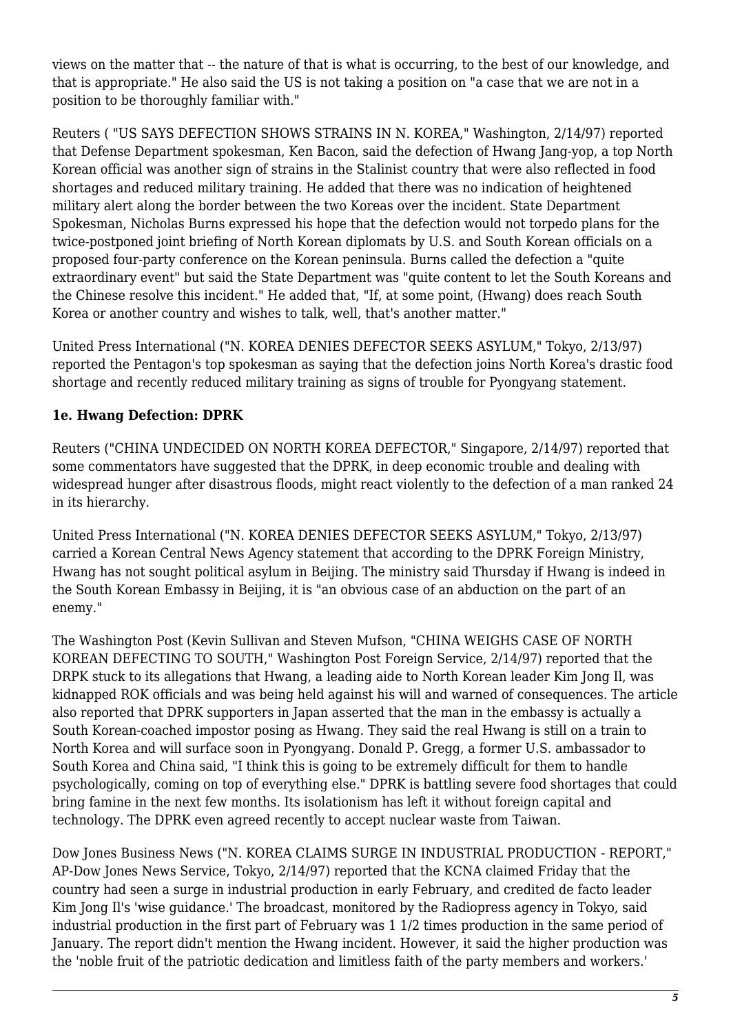views on the matter that -- the nature of that is what is occurring, to the best of our knowledge, and that is appropriate." He also said the US is not taking a position on "a case that we are not in a position to be thoroughly familiar with."

Reuters ( "US SAYS DEFECTION SHOWS STRAINS IN N. KOREA," Washington, 2/14/97) reported that Defense Department spokesman, Ken Bacon, said the defection of Hwang Jang-yop, a top North Korean official was another sign of strains in the Stalinist country that were also reflected in food shortages and reduced military training. He added that there was no indication of heightened military alert along the border between the two Koreas over the incident. State Department Spokesman, Nicholas Burns expressed his hope that the defection would not torpedo plans for the twice-postponed joint briefing of North Korean diplomats by U.S. and South Korean officials on a proposed four-party conference on the Korean peninsula. Burns called the defection a "quite extraordinary event" but said the State Department was "quite content to let the South Koreans and the Chinese resolve this incident." He added that, "If, at some point, (Hwang) does reach South Korea or another country and wishes to talk, well, that's another matter."

United Press International ("N. KOREA DENIES DEFECTOR SEEKS ASYLUM," Tokyo, 2/13/97) reported the Pentagon's top spokesman as saying that the defection joins North Korea's drastic food shortage and recently reduced military training as signs of trouble for Pyongyang statement.

### 1e. Hwang Defection: DPRK

Reuters ("CHINA UNDECIDED ON NORTH KOREA DEFECTOR," Singapore, 2/14/97) reported that some commentators have suggested that the DPRK, in deep economic trouble and dealing with widespread hunger after disastrous floods, might react violently to the defection of a man ranked 24 in its hierarchy.

United Press International ("N. KOREA DENIES DEFECTOR SEEKS ASYLUM," Tokyo, 2/13/97) carried a Korean Central News Agency statement that according to the DPRK Foreign Ministry, Hwang has not sought political asylum in Beijing. The ministry said Thursday if Hwang is indeed in the South Korean Embassy in Beijing, it is "an obvious case of an abduction on the part of an enemy."

The Washington Post (Kevin Sullivan and Steven Mufson, "CHINA WEIGHS CASE OF NORTH KOREAN DEFECTING TO SOUTH," Washington Post Foreign Service, 2/14/97) reported that the DRPK stuck to its allegations that Hwang, a leading aide to North Korean leader Kim Jong Il, was kidnapped ROK officials and was being held against his will and warned of consequences. The article also reported that DPRK supporters in Japan asserted that the man in the embassy is actually a South Korean-coached impostor posing as Hwang. They said the real Hwang is still on a train to North Korea and will surface soon in Pyongyang. Donald P. Gregg, a former U.S. ambassador to South Korea and China said, "I think this is going to be extremely difficult for them to handle psychologically, coming on top of everything else." DPRK is battling severe food shortages that could bring famine in the next few months. Its isolationism has left it without foreign capital and technology. The DPRK even agreed recently to accept nuclear waste from Taiwan.

Dow Jones Business News ("N. KOREA CLAIMS SURGE IN INDUSTRIAL PRODUCTION - REPORT," AP-Dow Jones News Service, Tokyo, 2/14/97) reported that the KCNA claimed Friday that the country had seen a surge in industrial production in early February, and credited de facto leader Kim Jong Il's 'wise guidance.' The broadcast, monitored by the Radiopress agency in Tokyo, said industrial production in the first part of February was 1 1/2 times production in the same period of January. The report didn't mention the Hwang incident. However, it said the higher production was the 'noble fruit of the patriotic dedication and limitless faith of the party members and workers.'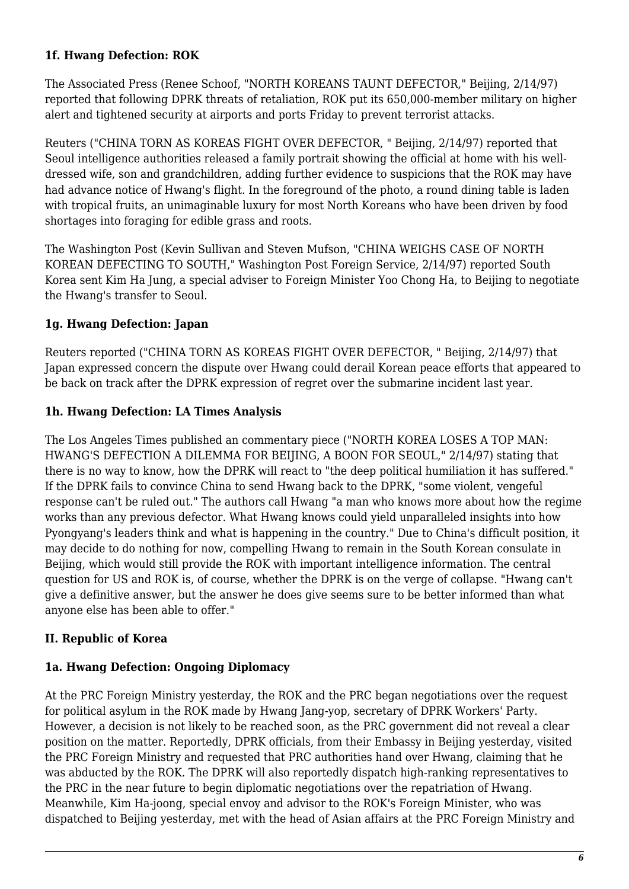**1f. Hwang Defection: ROK**

The Associated Press (Renee Schoof, "NORTH KOREANS TAUNT DEFECTOR," Beijing, 2/14/97) reported that following DPRK threats of retaliation, ROK put its 650,000-member military on higher alert and tightened security at airports and ports Friday to prevent terrorist attacks.

Reuters ("CHINA TORN AS KOREAS FIGHT OVER DEFECTOR, " Beijing, 2/14/97) reported that Seoul intelligence authorities released a family portrait showing the official at home with his well-dressed wife, son and grandchildren, adding further evidence to suspicions that the ROK may have had advance notice of Hwang's flight. In the foreground of the photo, a round dining table is laden with tropical fruits, an unimaginable luxury for most North Koreans who have been driven by food shortages into foraging for edible grass and roots.

The Washington Post (Kevin Sullivan and Steven Mufson, "CHINA WEIGHS CASE OF NORTH KOREAN DEFECTING TO SOUTH," Washington Post Foreign Service, 2/14/97) reported South Korea sent Kim Ha Jung, a special adviser to Foreign Minister Yoo Chong Ha, to Beijing to negotiate the Hwang's transfer to Seoul.

**1g. Hwang Defection: Japan**

Reuters reported ("CHINA TORN AS KOREAS FIGHT OVER DEFECTOR, " Beijing, 2/14/97) that Japan expressed concern the dispute over Hwang could derail Korean peace efforts that appeared to be back on track after the DPRK expression of regret over the submarine incident last year.

**1h. Hwang Defection: LA Times Analysis**

The Los Angeles Times published an commentary piece ("NORTH KOREA LOSES A TOP MAN: HWANG'S DEFECTION A DILEMMA FOR BEIJING, A BOON FOR SEOUL," 2/14/97) stating that there is no way to know, how the DPRK will react to "the deep political humiliation it has suffered." If the DPRK fails to convince China to send Hwang back to the DPRK, "some violent, vengeful response can't be ruled out." The authors call Hwang "a man who knows more about how the regime works than any previous defector. What Hwang knows could yield unparalleled insights into how Pyongyang's leaders think and what is happening in the country." Due to China's difficult position, it may decide to do nothing for now, compelling Hwang to remain in the South Korean consulate in Beijing, which would still provide the ROK with important intelligence information. The central question for US and ROK is, of course, whether the DPRK is on the verge of collapse. "Hwang can't give a definitive answer, but the answer he does give seems sure to be better informed than what anyone else has been able to offer."

## II. Republic of Korea

**1a. Hwang Defection: Ongoing Diplomacy**

At the PRC Foreign Ministry yesterday, the ROK and the PRC began negotiations over the request for political asylum in the ROK made by Hwang Jang-yop, secretary of DPRK Workers' Party. However, a decision is not likely to be reached soon, as the PRC government did not reveal a clear position on the matter. Reportedly, DPRK officials, from their Embassy in Beijing yesterday, visited the PRC Foreign Ministry and requested that PRC authorities hand over Hwang, claiming that he was abducted by the ROK. The DPRK will also reportedly dispatch high-ranking representatives to the PRC in the near future to begin diplomatic negotiations over the repatriation of Hwang. Meanwhile, Kim Ha-joong, special envoy and advisor to the ROK's Foreign Minister, who was dispatched to Beijing yesterday, met with the head of Asian affairs at the PRC Foreign Ministry and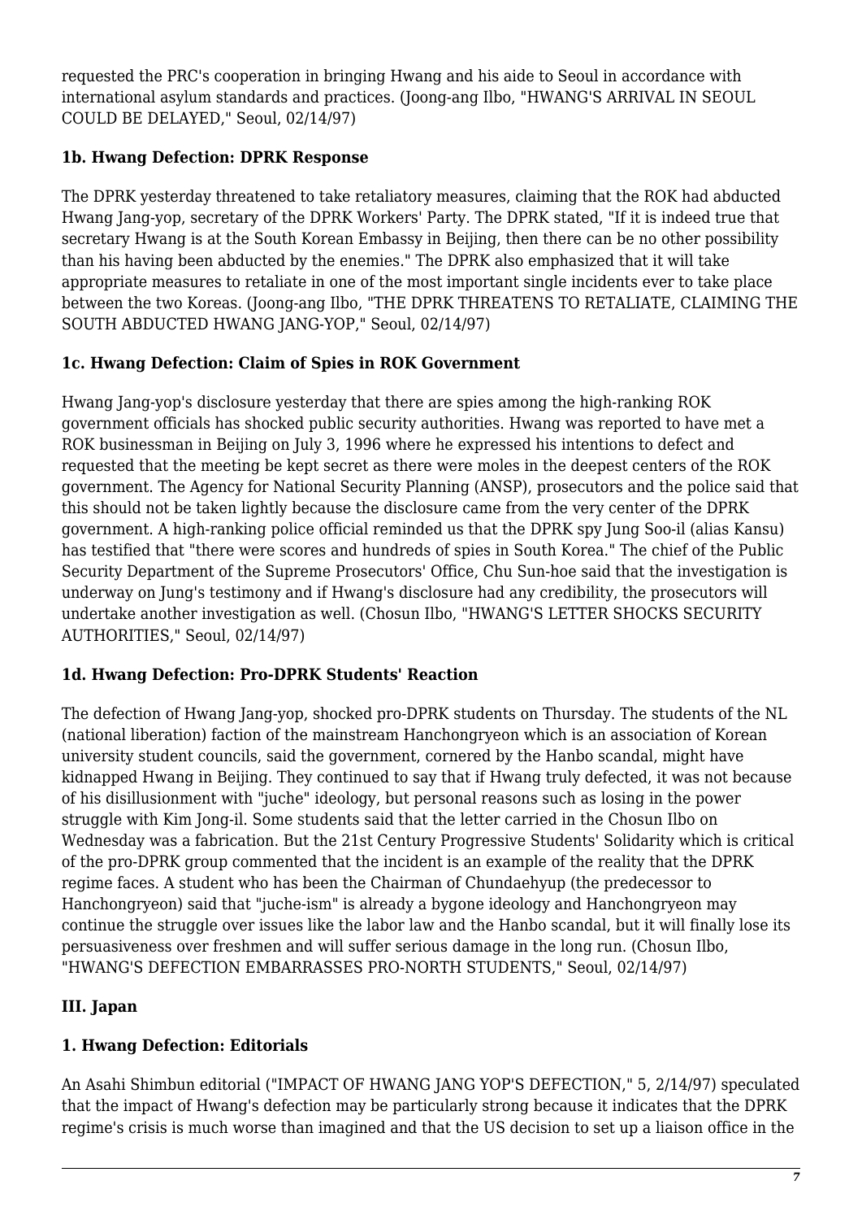requested the PRC's cooperation in bringing Hwang and his aide to Seoul in accordance with international asylum standards and practices. (Joong-ang Ilbo, "HWANG'S ARRIVAL IN SEOUL COULD BE DELAYED," Seoul, 02/14/97)

### 1b. Hwang Defection: DPRK Response

The DPRK yesterday threatened to take retaliatory measures, claiming that the ROK had abducted Hwang Jang-yop, secretary of the DPRK Workers' Party. The DPRK stated, "If it is indeed true that secretary Hwang is at the South Korean Embassy in Beijing, then there can be no other possibility than his having been abducted by the enemies." The DPRK also emphasized that it will take appropriate measures to retaliate in one of the most important single incidents ever to take place between the two Koreas. (Joong-ang Ilbo, "THE DPRK THREATENS TO RETALIATE, CLAIMING THE SOUTH ABDUCTED HWANG JANG-YOP," Seoul, 02/14/97)

### 1c. Hwang Defection: Claim of Spies in ROK Government

Hwang Jang-yop's disclosure yesterday that there are spies among the high-ranking ROK government officials has shocked public security authorities. Hwang was reported to have met a ROK businessman in Beijing on July 3, 1996 where he expressed his intentions to defect and requested that the meeting be kept secret as there were moles in the deepest centers of the ROK government. The Agency for National Security Planning (ANSP), prosecutors and the police said that this should not be taken lightly because the disclosure came from the very center of the DPRK government. A high-ranking police official reminded us that the DPRK spy Jung Soo-il (alias Kansu) has testified that "there were scores and hundreds of spies in South Korea." The chief of the Public Security Department of the Supreme Prosecutors' Office, Chu Sun-hoe said that the investigation is underway on Jung's testimony and if Hwang's disclosure had any credibility, the prosecutors will undertake another investigation as well. (Chosun Ilbo, "HWANG'S LETTER SHOCKS SECURITY AUTHORITIES," Seoul, 02/14/97)

### 1d. Hwang Defection: Pro-DPRK Students' Reaction

The defection of Hwang Jang-yop, shocked pro-DPRK students on Thursday. The students of the NL (national liberation) faction of the mainstream Hanchongryeon which is an association of Korean university student councils, said the government, cornered by the Hanbo scandal, might have kidnapped Hwang in Beijing. They continued to say that if Hwang truly defected, it was not because of his disillusionment with "juche" ideology, but personal reasons such as losing in the power struggle with Kim Jong-il. Some students said that the letter carried in the Chosun Ilbo on Wednesday was a fabrication. But the 21st Century Progressive Students' Solidarity which is critical of the pro-DPRK group commented that the incident is an example of the reality that the DPRK regime faces. A student who has been the Chairman of Chundaehyup (the predecessor to Hanchongryeon) said that "juche-ism" is already a bygone ideology and Hanchongryeon may continue the struggle over issues like the labor law and the Hanbo scandal, but it will finally lose its persuasiveness over freshmen and will suffer serious damage in the long run. (Chosun Ilbo, "HWANG'S DEFECTION EMBARRASSES PRO-NORTH STUDENTS," Seoul, 02/14/97)

## III. Japan

### 1. Hwang Defection: Editorials

An Asahi Shimbun editorial ("IMPACT OF HWANG JANG YOP'S DEFECTION," 5, 2/14/97) speculated that the impact of Hwang's defection may be particularly strong because it indicates that the DPRK regime's crisis is much worse than imagined and that the US decision to set up a liaison office in the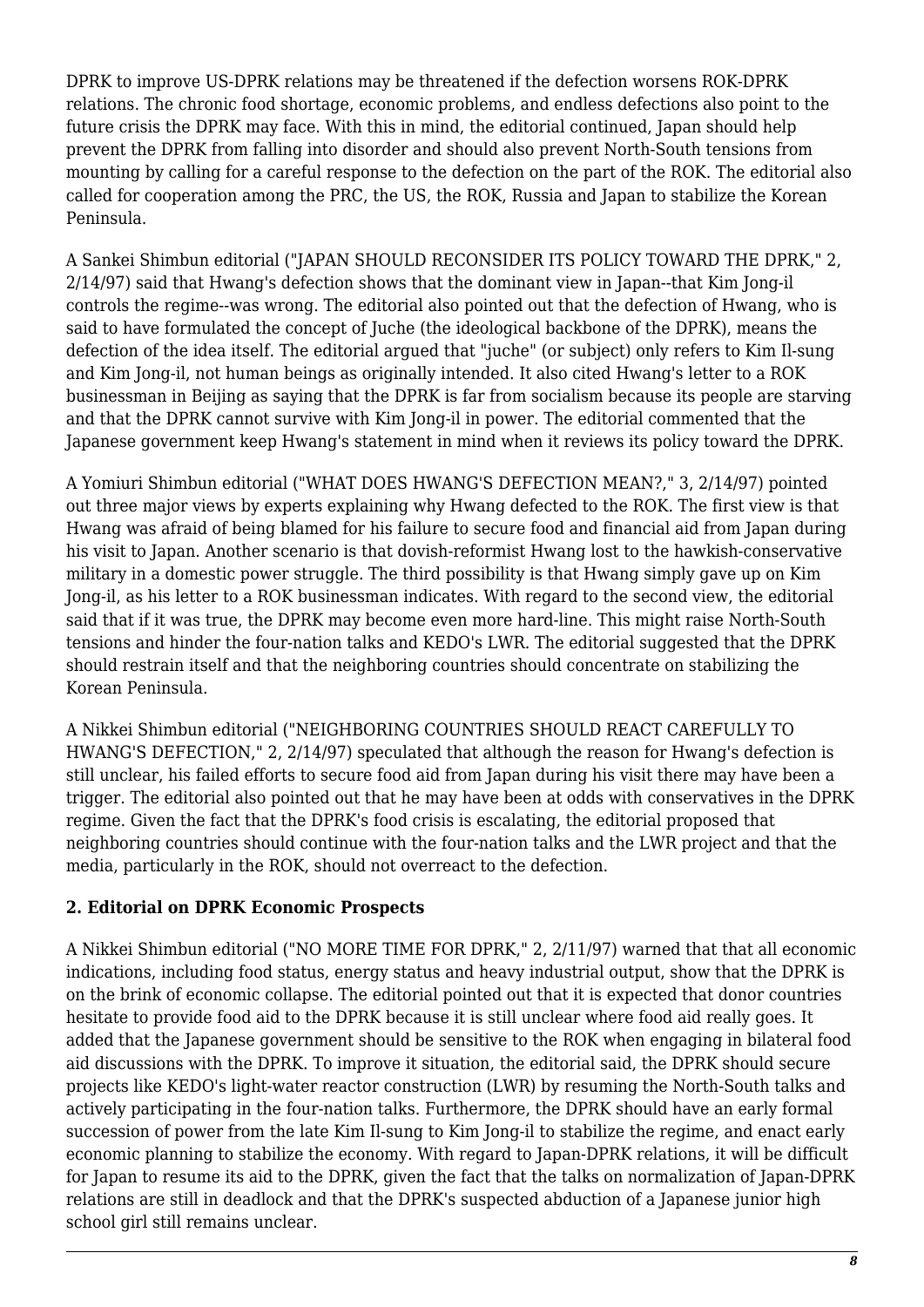DPRK to improve US-DPRK relations may be threatened if the defection worsens ROK-DPRK relations. The chronic food shortage, economic problems, and endless defections also point to the future crisis the DPRK may face. With this in mind, the editorial continued, Japan should help prevent the DPRK from falling into disorder and should also prevent North-South tensions from mounting by calling for a careful response to the defection on the part of the ROK. The editorial also called for cooperation among the PRC, the US, the ROK, Russia and Japan to stabilize the Korean Peninsula.

A Sankei Shimbun editorial ("JAPAN SHOULD RECONSIDER ITS POLICY TOWARD THE DPRK," 2, 2/14/97) said that Hwang's defection shows that the dominant view in Japan--that Kim Jong-il controls the regime--was wrong. The editorial also pointed out that the defection of Hwang, who is said to have formulated the concept of Juche (the ideological backbone of the DPRK), means the defection of the idea itself. The editorial argued that "juche" (or subject) only refers to Kim Il-sung and Kim Jong-il, not human beings as originally intended. It also cited Hwang's letter to a ROK businessman in Beijing as saying that the DPRK is far from socialism because its people are starving and that the DPRK cannot survive with Kim Jong-il in power. The editorial commented that the Japanese government keep Hwang's statement in mind when it reviews its policy toward the DPRK.

A Yomiuri Shimbun editorial ("WHAT DOES HWANG'S DEFECTION MEAN?," 3, 2/14/97) pointed out three major views by experts explaining why Hwang defected to the ROK. The first view is that Hwang was afraid of being blamed for his failure to secure food and financial aid from Japan during his visit to Japan. Another scenario is that dovish-reformist Hwang lost to the hawkish-conservative military in a domestic power struggle. The third possibility is that Hwang simply gave up on Kim Jong-il, as his letter to a ROK businessman indicates. With regard to the second view, the editorial said that if it was true, the DPRK may become even more hard-line. This might raise North-South tensions and hinder the four-nation talks and KEDO's LWR. The editorial suggested that the DPRK should restrain itself and that the neighboring countries should concentrate on stabilizing the Korean Peninsula.

A Nikkei Shimbun editorial ("NEIGHBORING COUNTRIES SHOULD REACT CAREFULLY TO HWANG'S DEFECTION," 2, 2/14/97) speculated that although the reason for Hwang's defection is still unclear, his failed efforts to secure food aid from Japan during his visit there may have been a trigger. The editorial also pointed out that he may have been at odds with conservatives in the DPRK regime. Given the fact that the DPRK's food crisis is escalating, the editorial proposed that neighboring countries should continue with the four-nation talks and the LWR project and that the media, particularly in the ROK, should not overreact to the defection.

**2. Editorial on DPRK Economic Prospects**

A Nikkei Shimbun editorial ("NO MORE TIME FOR DPRK," 2, 2/11/97) warned that that all economic indications, including food status, energy status and heavy industrial output, show that the DPRK is on the brink of economic collapse. The editorial pointed out that it is expected that donor countries hesitate to provide food aid to the DPRK because it is still unclear where food aid really goes. It added that the Japanese government should be sensitive to the ROK when engaging in bilateral food aid discussions with the DPRK. To improve it situation, the editorial said, the DPRK should secure projects like KEDO's light-water reactor construction (LWR) by resuming the North-South talks and actively participating in the four-nation talks. Furthermore, the DPRK should have an early formal succession of power from the late Kim Il-sung to Kim Jong-il to stabilize the regime, and enact early economic planning to stabilize the economy. With regard to Japan-DPRK relations, it will be difficult for Japan to resume its aid to the DPRK, given the fact that the talks on normalization of Japan-DPRK relations are still in deadlock and that the DPRK's suspected abduction of a Japanese junior high school girl still remains unclear.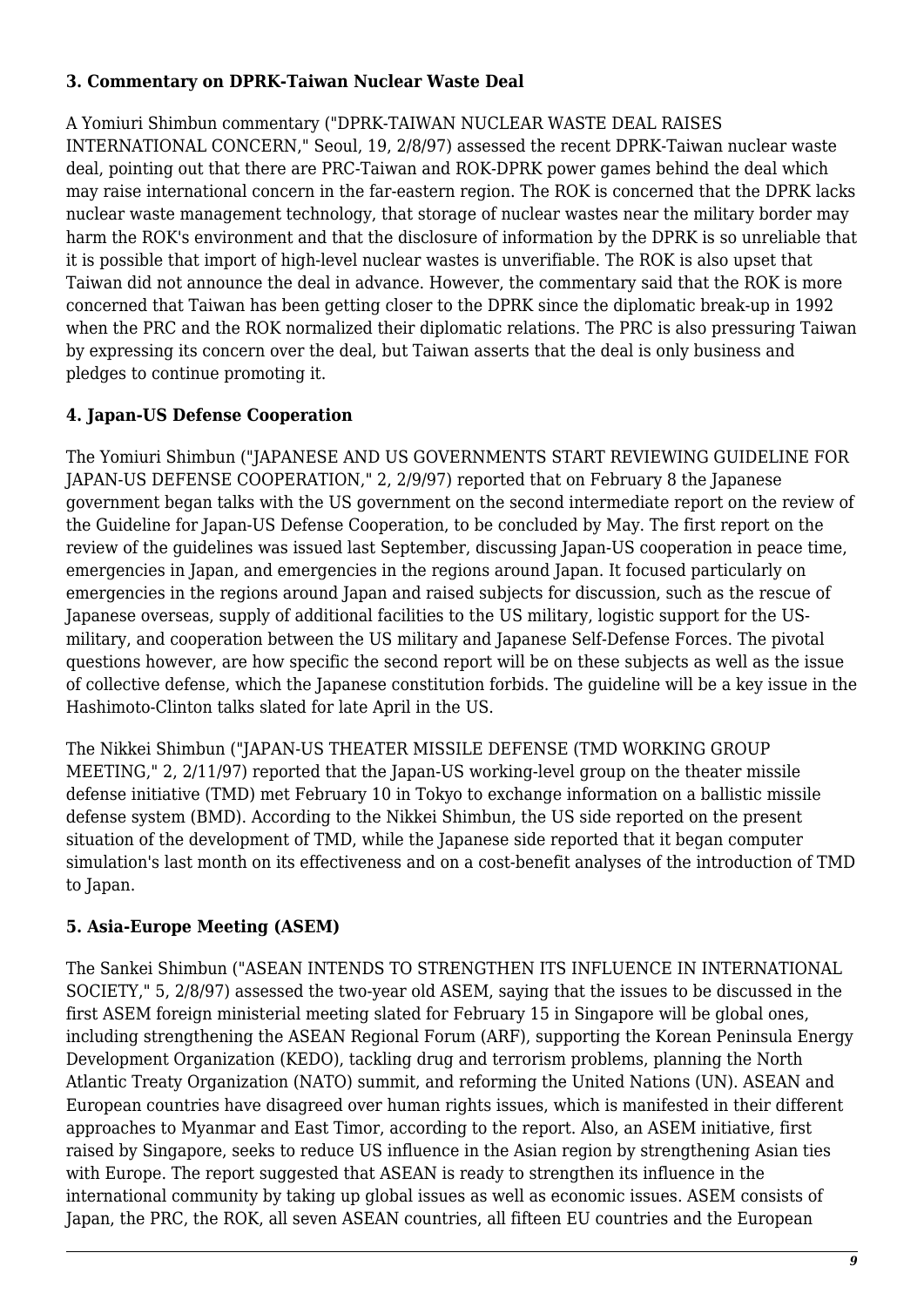### 3. Commentary on DPRK-Taiwan Nuclear Waste Deal

A Yomiuri Shimbun commentary ("DPRK-TAIWAN NUCLEAR WASTE DEAL RAISES INTERNATIONAL CONCERN," Seoul, 19, 2/8/97) assessed the recent DPRK-Taiwan nuclear waste deal, pointing out that there are PRC-Taiwan and ROK-DPRK power games behind the deal which may raise international concern in the far-eastern region. The ROK is concerned that the DPRK lacks nuclear waste management technology, that storage of nuclear wastes near the military border may harm the ROK's environment and that the disclosure of information by the DPRK is so unreliable that it is possible that import of high-level nuclear wastes is unverifiable. The ROK is also upset that Taiwan did not announce the deal in advance. However, the commentary said that the ROK is more concerned that Taiwan has been getting closer to the DPRK since the diplomatic break-up in 1992 when the PRC and the ROK normalized their diplomatic relations. The PRC is also pressuring Taiwan by expressing its concern over the deal, but Taiwan asserts that the deal is only business and pledges to continue promoting it.

### 4. Japan-US Defense Cooperation

The Yomiuri Shimbun ("JAPANESE AND US GOVERNMENTS START REVIEWING GUIDELINE FOR JAPAN-US DEFENSE COOPERATION," 2, 2/9/97) reported that on February 8 the Japanese government began talks with the US government on the second intermediate report on the review of the Guideline for Japan-US Defense Cooperation, to be concluded by May. The first report on the review of the guidelines was issued last September, discussing Japan-US cooperation in peace time, emergencies in Japan, and emergencies in the regions around Japan. It focused particularly on emergencies in the regions around Japan and raised subjects for discussion, such as the rescue of Japanese overseas, supply of additional facilities to the US military, logistic support for the US-military, and cooperation between the US military and Japanese Self-Defense Forces. The pivotal questions however, are how specific the second report will be on these subjects as well as the issue of collective defense, which the Japanese constitution forbids. The guideline will be a key issue in the Hashimoto-Clinton talks slated for late April in the US.

The Nikkei Shimbun ("JAPAN-US THEATER MISSILE DEFENSE (TMD WORKING GROUP MEETING," 2, 2/11/97) reported that the Japan-US working-level group on the theater missile defense initiative (TMD) met February 10 in Tokyo to exchange information on a ballistic missile defense system (BMD). According to the Nikkei Shimbun, the US side reported on the present situation of the development of TMD, while the Japanese side reported that it began computer simulation's last month on its effectiveness and on a cost-benefit analyses of the introduction of TMD to Japan.

### 5. Asia-Europe Meeting (ASEM)

The Sankei Shimbun ("ASEAN INTENDS TO STRENGTHEN ITS INFLUENCE IN INTERNATIONAL SOCIETY," 5, 2/8/97) assessed the two-year old ASEM, saying that the issues to be discussed in the first ASEM foreign ministerial meeting slated for February 15 in Singapore will be global ones, including strengthening the ASEAN Regional Forum (ARF), supporting the Korean Peninsula Energy Development Organization (KEDO), tackling drug and terrorism problems, planning the North Atlantic Treaty Organization (NATO) summit, and reforming the United Nations (UN). ASEAN and European countries have disagreed over human rights issues, which is manifested in their different approaches to Myanmar and East Timor, according to the report. Also, an ASEM initiative, first raised by Singapore, seeks to reduce US influence in the Asian region by strengthening Asian ties with Europe. The report suggested that ASEAN is ready to strengthen its influence in the international community by taking up global issues as well as economic issues. ASEM consists of Japan, the PRC, the ROK, all seven ASEAN countries, all fifteen EU countries and the European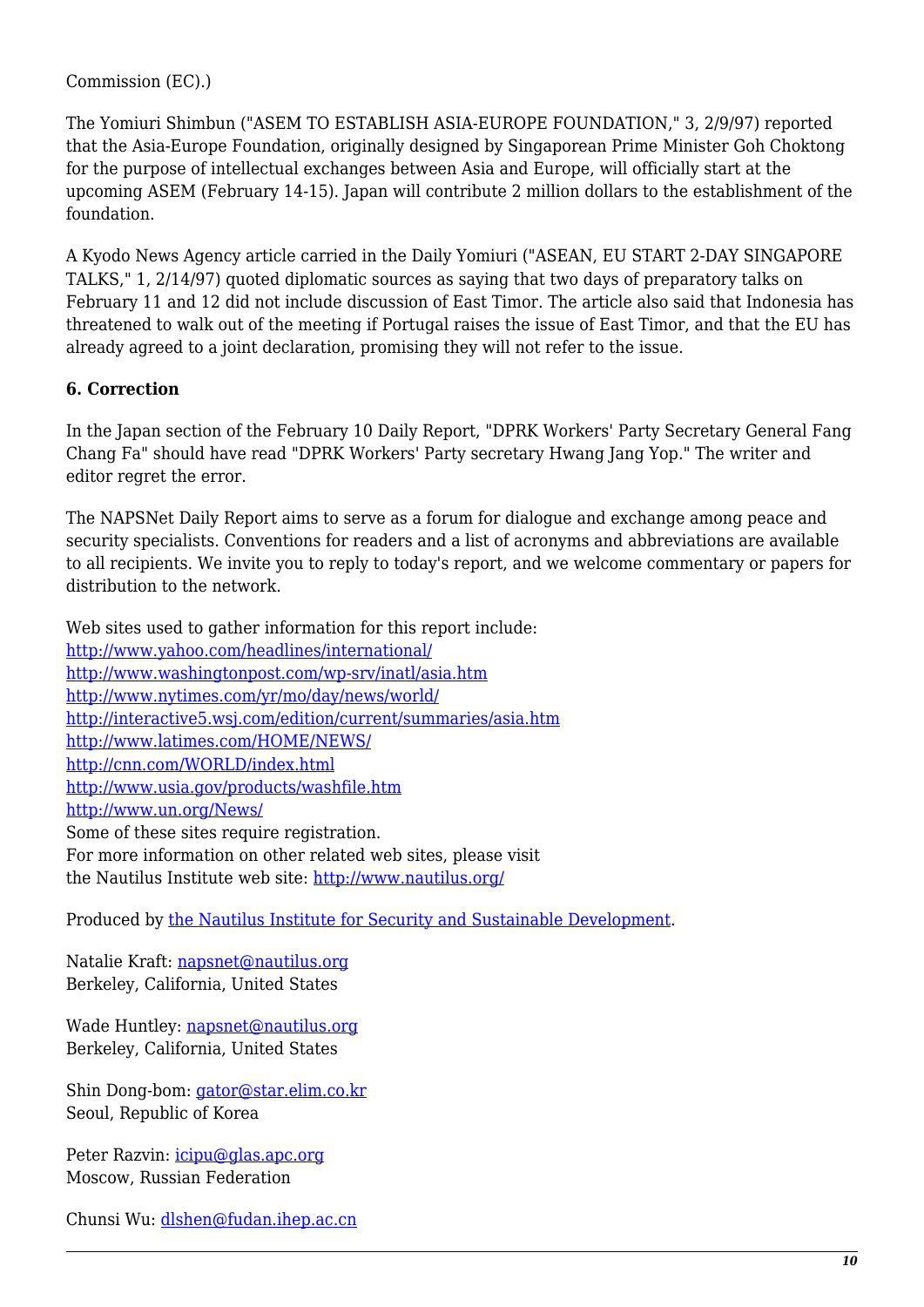Commission (EC).)

The Yomiuri Shimbun ("ASEM TO ESTABLISH ASIA-EUROPE FOUNDATION," 3, 2/9/97) reported that the Asia-Europe Foundation, originally designed by Singaporean Prime Minister Goh Choktong for the purpose of intellectual exchanges between Asia and Europe, will officially start at the upcoming ASEM (February 14-15). Japan will contribute 2 million dollars to the establishment of the foundation.

A Kyodo News Agency article carried in the Daily Yomiuri ("ASEAN, EU START 2-DAY SINGAPORE TALKS," 1, 2/14/97) quoted diplomatic sources as saying that two days of preparatory talks on February 11 and 12 did not include discussion of East Timor. The article also said that Indonesia has threatened to walk out of the meeting if Portugal raises the issue of East Timor, and that the EU has already agreed to a joint declaration, promising they will not refer to the issue.

**6. Correction**

In the Japan section of the February 10 Daily Report, "DPRK Workers' Party Secretary General Fang Chang Fa" should have read "DPRK Workers' Party secretary Hwang Jang Yop." The writer and editor regret the error.

The NAPSNet Daily Report aims to serve as a forum for dialogue and exchange among peace and security specialists. Conventions for readers and a list of acronyms and abbreviations are available to all recipients. We invite you to reply to today's report, and we welcome commentary or papers for distribution to the network.

Web sites used to gather information for this report include:
http://www.yahoo.com/headlines/international/
http://www.washingtonpost.com/wp-srv/inatl/asia.htm
http://www.nytimes.com/yr/mo/day/news/world/
http://interactive5.wsj.com/edition/current/summaries/asia.htm
http://www.latimes.com/HOME/NEWS/
http://cnn.com/WORLD/index.html
http://www.usia.gov/products/washfile.htm
http://www.un.org/News/
Some of these sites require registration.
For more information on other related web sites, please visit
the Nautilus Institute web site: http://www.nautilus.org/

Produced by the Nautilus Institute for Security and Sustainable Development.

Natalie Kraft: napsnet@nautilus.org
Berkeley, California, United States

Wade Huntley: napsnet@nautilus.org
Berkeley, California, United States

Shin Dong-bom: gator@star.elim.co.kr
Seoul, Republic of Korea

Peter Razvin: icipu@glas.apc.org
Moscow, Russian Federation

Chunsi Wu: dlshen@fudan.ihep.ac.cn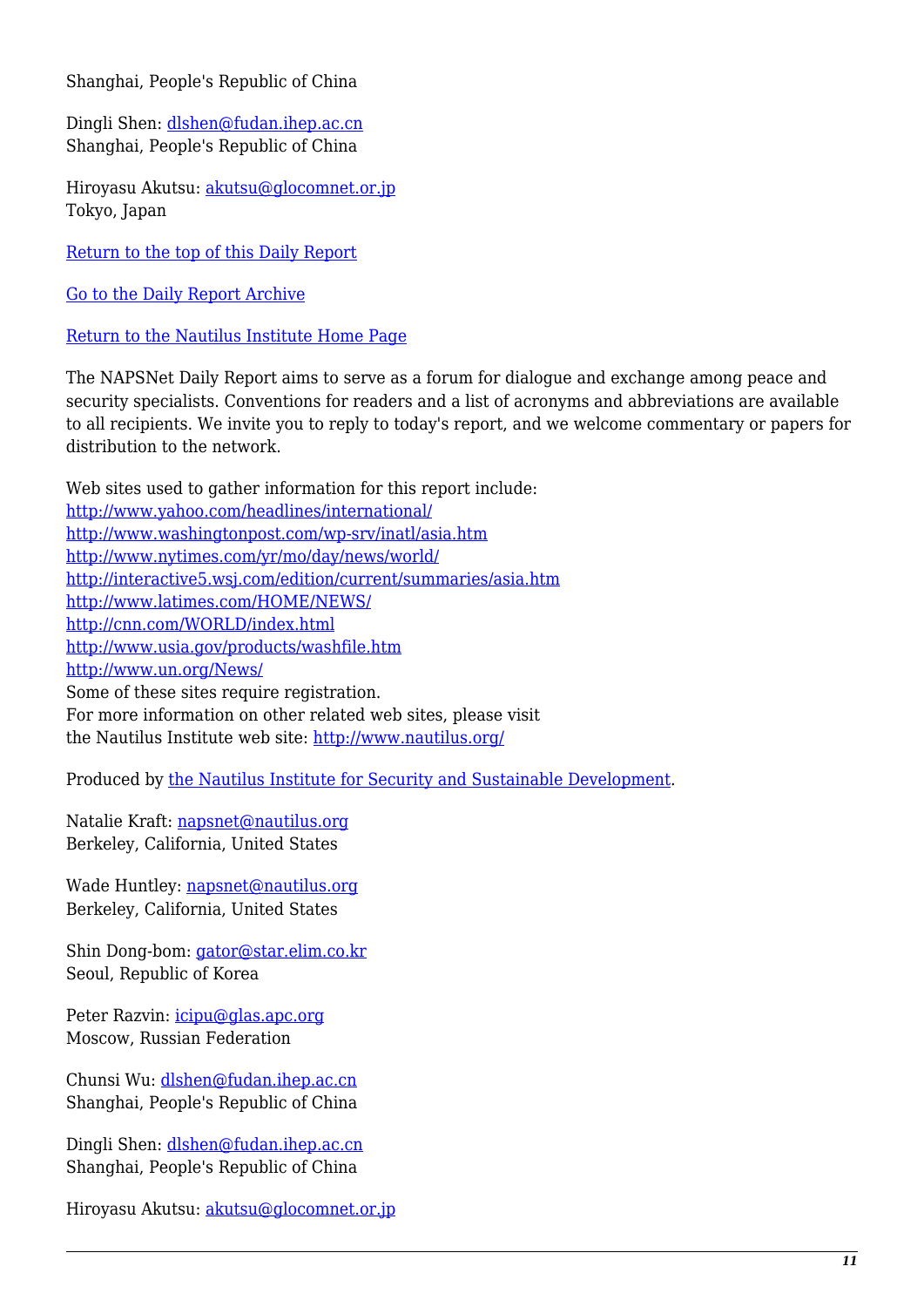Shanghai, People's Republic of China

Dingli Shen: [dlshen@fudan.ihep.ac.cn](mailto:dlshen@fudan.ihep.ac.cn)
Shanghai, People's Republic of China

Hiroyasu Akutsu: [akutsu@glocomnet.or.jp](mailto:akutsu@glocomnet.or.jp)
Tokyo, Japan

[Return to the top of this Daily Report]()

[Go to the Daily Report Archive]()

[Return to the Nautilus Institute Home Page]()

The NAPSNet Daily Report aims to serve as a forum for dialogue and exchange among peace and security specialists. Conventions for readers and a list of acronyms and abbreviations are available to all recipients. We invite you to reply to today's report, and we welcome commentary or papers for distribution to the network.

Web sites used to gather information for this report include:
[http://www.yahoo.com/headlines/international/](http://www.yahoo.com/headlines/international/)
[http://www.washingtonpost.com/wp-srv/inatl/asia.htm](http://www.washingtonpost.com/wp-srv/inatl/asia.htm)
[http://www.nytimes.com/yr/mo/day/news/world/](http://www.nytimes.com/yr/mo/day/news/world/)
[http://interactive5.wsj.com/edition/current/summaries/asia.htm](http://interactive5.wsj.com/edition/current/summaries/asia.htm)
[http://www.latimes.com/HOME/NEWS/](http://www.latimes.com/HOME/NEWS/)
[http://cnn.com/WORLD/index.html](http://cnn.com/WORLD/index.html)
[http://www.usia.gov/products/washfile.htm](http://www.usia.gov/products/washfile.htm)
[http://www.un.org/News/](http://www.un.org/News/)
Some of these sites require registration.
For more information on other related web sites, please visit
the Nautilus Institute web site: [http://www.nautilus.org/](http://www.nautilus.org/)

Produced by [the Nautilus Institute for Security and Sustainable Development]().

Natalie Kraft: [napsnet@nautilus.org](mailto:napsnet@nautilus.org)
Berkeley, California, United States

Wade Huntley: [napsnet@nautilus.org](mailto:napsnet@nautilus.org)
Berkeley, California, United States

Shin Dong-bom: [gator@star.elim.co.kr](mailto:gator@star.elim.co.kr)
Seoul, Republic of Korea

Peter Razvin: [icipu@glas.apc.org](mailto:icipu@glas.apc.org)
Moscow, Russian Federation

Chunsi Wu: [dlshen@fudan.ihep.ac.cn](mailto:dlshen@fudan.ihep.ac.cn)
Shanghai, People's Republic of China

Dingli Shen: [dlshen@fudan.ihep.ac.cn](mailto:dlshen@fudan.ihep.ac.cn)
Shanghai, People's Republic of China

Hiroyasu Akutsu: [akutsu@glocomnet.or.jp](mailto:akutsu@glocomnet.or.jp)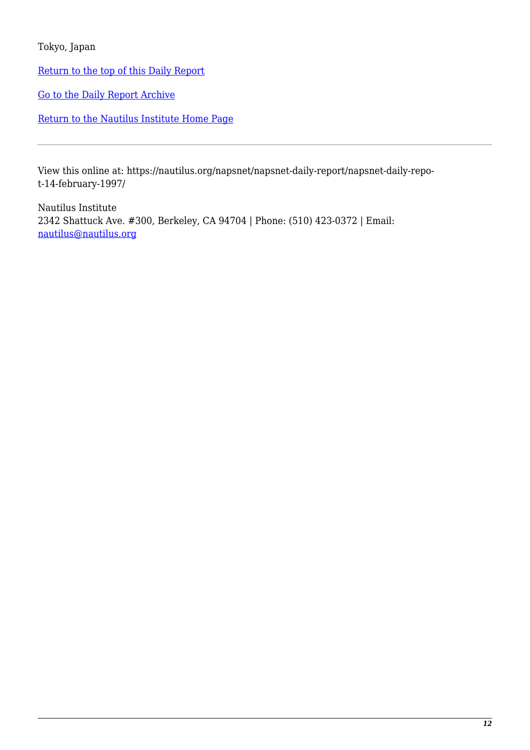Tokyo, Japan

[Return to the top of this Daily Report]

[Go to the Daily Report Archive]

[Return to the Nautilus Institute Home Page]

---

View this online at: https://nautilus.org/napsnet/napsnet-daily-report/napsnet-daily-report-14-february-1997/

Nautilus Institute
2342 Shattuck Ave. #300, Berkeley, CA 94704 | Phone: (510) 423-0372 | Email: nautilus@nautilus.org